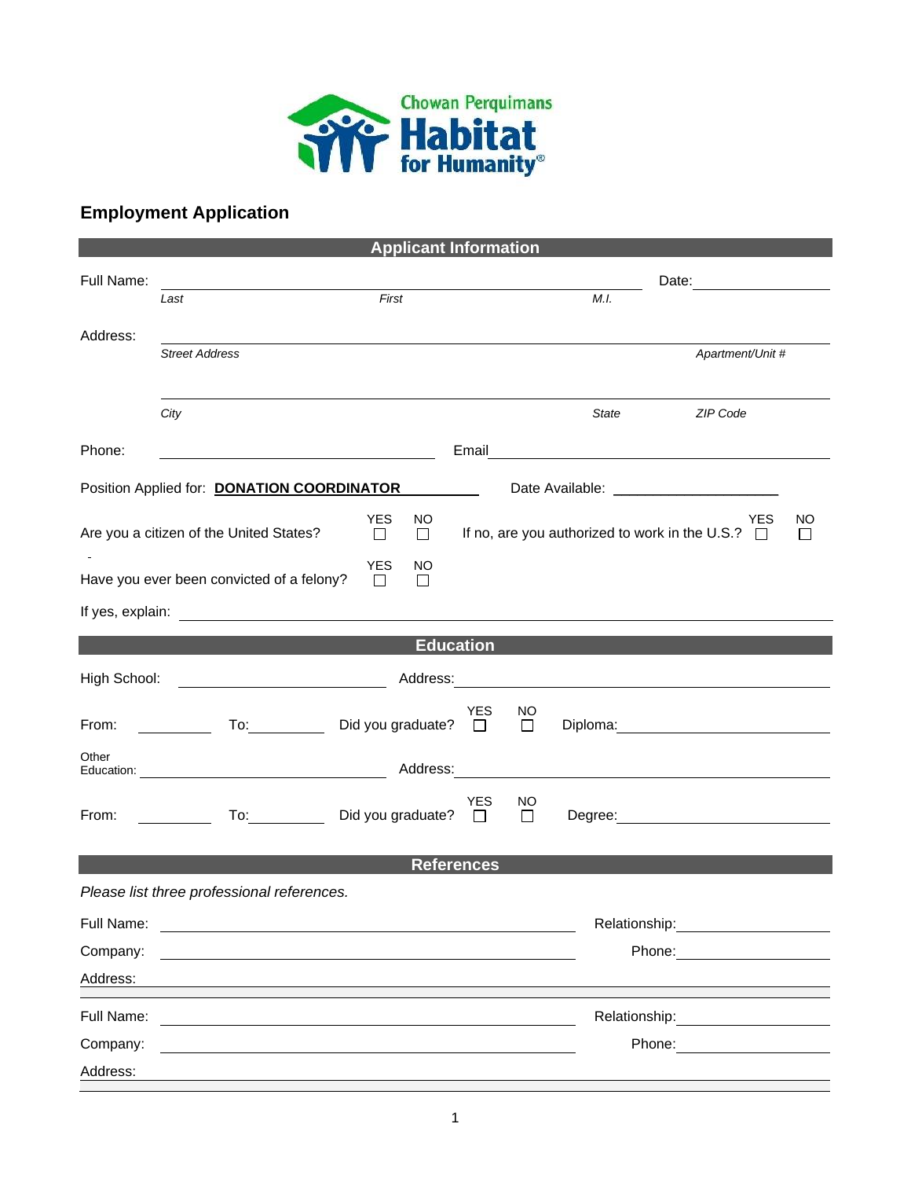Chowan Perquimans Habitat for Humanity®

## Employment Application

### Applicant Information

Full Name: ______________________________________ Date: ____________

*Last* *First* *M.I.*

Address: ______________________________________

*Street Address* *Apartment/Unit #*

______________________________________

*City* *State* *ZIP Code*

Phone: ____________________ Email ____________________

Position Applied for: **DONATION COORDINATOR** Date Available: ____________

Are you a citizen of the United States? YES ☐ NO ☐ If no, are you authorized to work in the U.S.? YES ☐ NO ☐

Have you ever been convicted of a felony? YES ☐ NO ☐

If yes, explain: ______________________________________

### Education

High School: ____________________ Address: ____________________

From: __________ To: __________ Did you graduate? YES ☐ NO ☐ Diploma: ____________

Other Education: ____________________ Address: ____________________

From: __________ To: __________ Did you graduate? YES ☐ NO ☐ Degree: ____________

### References

*Please list three professional references.*

Full Name: ____________________ Relationship: ____________

Company: ____________________ Phone: ____________

Address: ______________________________________

Full Name: ____________________ Relationship: ____________

Company: ____________________ Phone: ____________

Address: ______________________________________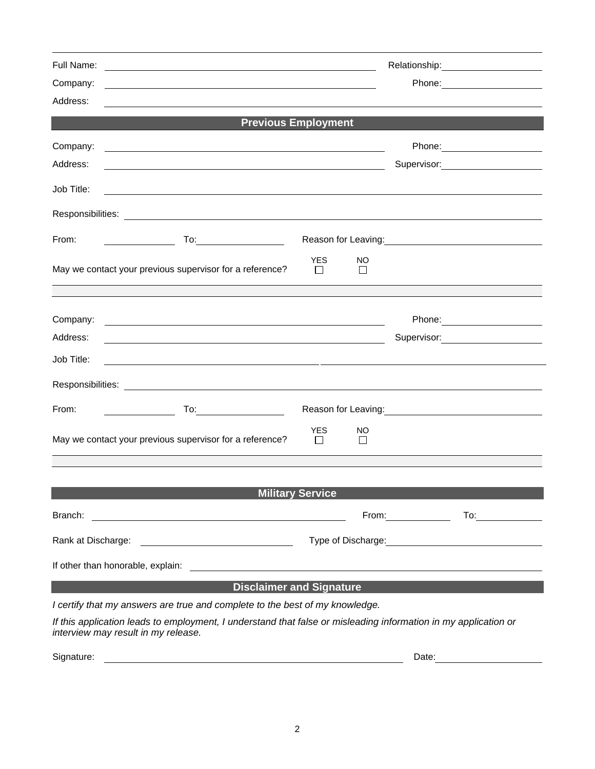Full Name: ______________________ Relationship: ______________

Company: ______________________ Phone: ______________

Address: ______________________

## Previous Employment

Company: ______________________ Phone: ______________

Address: ______________________ Supervisor: ______________

Job Title: ______________________

Responsibilities: ______________________

From: __________ To: __________ Reason for Leaving: ______________

May we contact your previous supervisor for a reference? YES ☐ NO ☐

Company: ______________________ Phone: ______________

Address: ______________________ Supervisor: ______________

Job Title: ______________________

Responsibilities: ______________________

From: __________ To: __________ Reason for Leaving: ______________

May we contact your previous supervisor for a reference? YES ☐ NO ☐

## Military Service

Branch: ______________________ From: __________ To: __________

Rank at Discharge: ______________ Type of Discharge: ______________

If other than honorable, explain: ______________________

## Disclaimer and Signature

*I certify that my answers are true and complete to the best of my knowledge.*

*If this application leads to employment, I understand that false or misleading information in my application or interview may result in my release.*

Signature: ______________________ Date: ______________